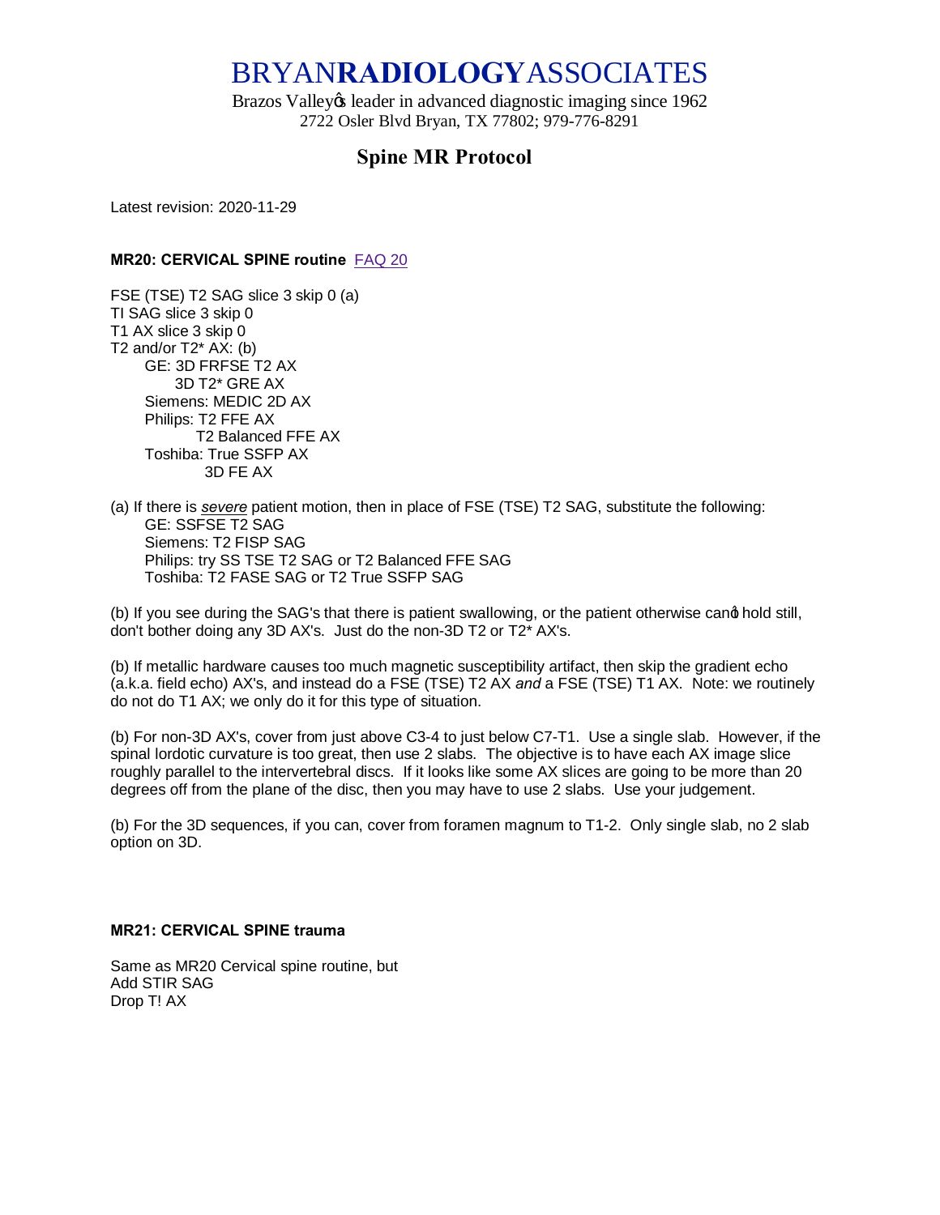# BRYAN**RADIOLOGY**ASSOCIATES

Brazos Valley's leader in advanced diagnostic imaging since 1962
2722 Osler Blvd Bryan, TX 77802; 979-776-8291

## Spine MR Protocol

Latest revision: 2020-11-29

**MR20: CERVICAL SPINE routine** FAQ 20

FSE (TSE) T2 SAG slice 3 skip 0 (a)
TI SAG slice 3 skip 0
T1 AX slice 3 skip 0
T2 and/or T2* AX: (b)
- GE: 3D FRFSE T2 AX
  - 3D T2* GRE AX
- Siemens: MEDIC 2D AX
- Philips: T2 FFE AX
  - T2 Balanced FFE AX
- Toshiba: True SSFP AX
  - 3D FE AX

(a) If there is ***severe*** patient motion, then in place of FSE (TSE) T2 SAG, substitute the following:
- GE: SSFSE T2 SAG
- Siemens: T2 FISP SAG
- Philips: try SS TSE T2 SAG or T2 Balanced FFE SAG
- Toshiba: T2 FASE SAG or T2 True SSFP SAG

(b) If you see during the SAG's that there is patient swallowing, or the patient otherwise can't hold still, don't bother doing any 3D AX's. Just do the non-3D T2 or T2* AX's.

(b) If metallic hardware causes too much magnetic susceptibility artifact, then skip the gradient echo (a.k.a. field echo) AX's, and instead do a FSE (TSE) T2 AX *and* a FSE (TSE) T1 AX. Note: we routinely do not do T1 AX; we only do it for this type of situation.

(b) For non-3D AX's, cover from just above C3-4 to just below C7-T1. Use a single slab. However, if the spinal lordotic curvature is too great, then use 2 slabs. The objective is to have each AX image slice roughly parallel to the intervertebral discs. If it looks like some AX slices are going to be more than 20 degrees off from the plane of the disc, then you may have to use 2 slabs. Use your judgement.

(b) For the 3D sequences, if you can, cover from foramen magnum to T1-2. Only single slab, no 2 slab option on 3D.

**MR21: CERVICAL SPINE trauma**

Same as MR20 Cervical spine routine, but
Add STIR SAG
Drop T! AX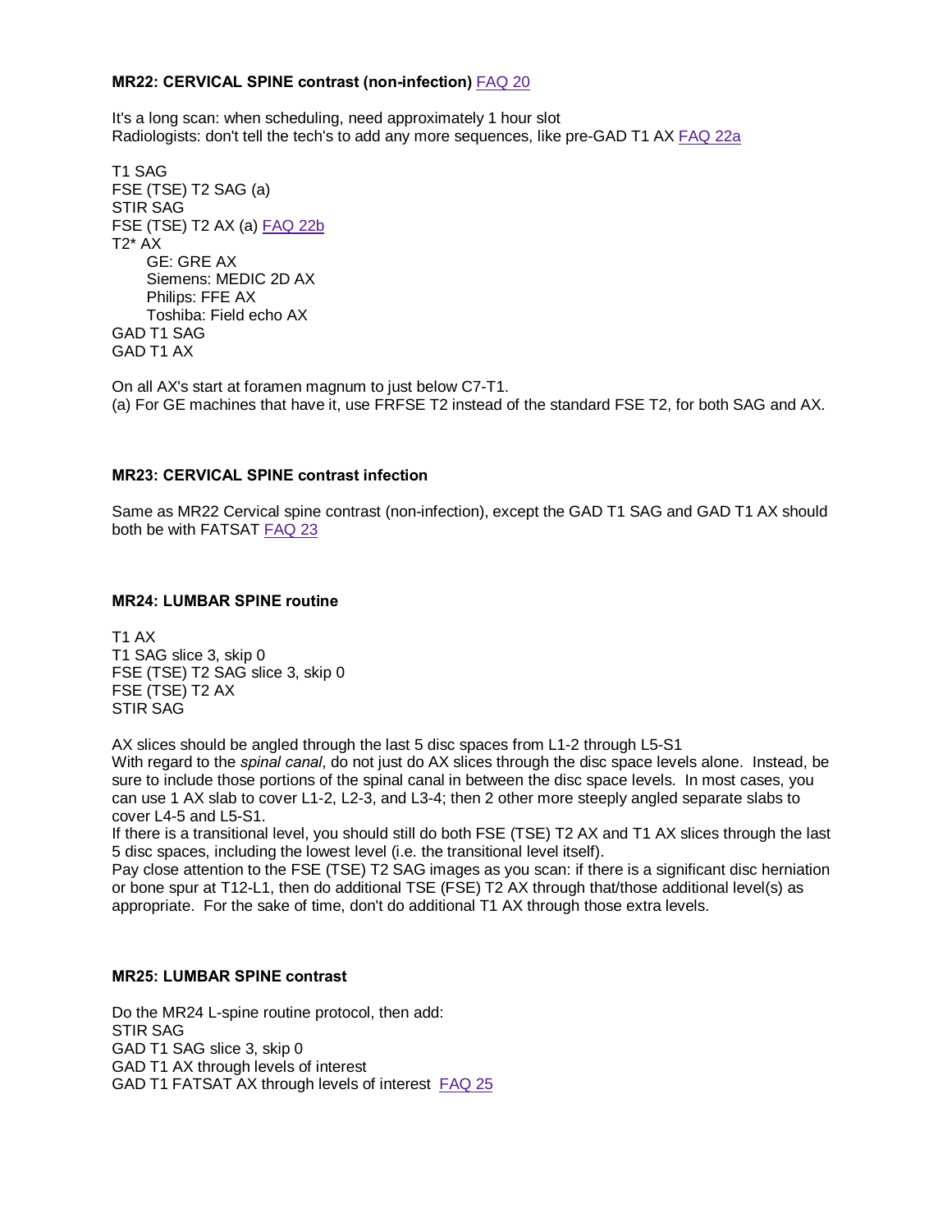**MR22: CERVICAL SPINE contrast (non-infection)** FAQ 20

It's a long scan: when scheduling, need approximately 1 hour slot
Radiologists: don't tell the tech's to add any more sequences, like pre-GAD T1 AX FAQ 22a

T1 SAG
FSE (TSE) T2 SAG (a)
STIR SAG
FSE (TSE) T2 AX (a) FAQ 22b
T2* AX
- GE: GRE AX
- Siemens: MEDIC 2D AX
- Philips: FFE AX
- Toshiba: Field echo AX

GAD T1 SAG
GAD T1 AX

On all AX's start at foramen magnum to just below C7-T1.
(a) For GE machines that have it, use FRFSE T2 instead of the standard FSE T2, for both SAG and AX.

**MR23: CERVICAL SPINE contrast infection**

Same as MR22 Cervical spine contrast (non-infection), except the GAD T1 SAG and GAD T1 AX should both be with FATSAT FAQ 23

**MR24: LUMBAR SPINE routine**

T1 AX
T1 SAG slice 3, skip 0
FSE (TSE) T2 SAG slice 3, skip 0
FSE (TSE) T2 AX
STIR SAG

AX slices should be angled through the last 5 disc spaces from L1-2 through L5-S1
With regard to the *spinal canal*, do not just do AX slices through the disc space levels alone. Instead, be sure to include those portions of the spinal canal in between the disc space levels. In most cases, you can use 1 AX slab to cover L1-2, L2-3, and L3-4; then 2 other more steeply angled separate slabs to cover L4-5 and L5-S1.
If there is a transitional level, you should still do both FSE (TSE) T2 AX and T1 AX slices through the last 5 disc spaces, including the lowest level (i.e. the transitional level itself).
Pay close attention to the FSE (TSE) T2 SAG images as you scan: if there is a significant disc herniation or bone spur at T12-L1, then do additional TSE (FSE) T2 AX through that/those additional level(s) as appropriate. For the sake of time, don't do additional T1 AX through those extra levels.

**MR25: LUMBAR SPINE contrast**

Do the MR24 L-spine routine protocol, then add:
STIR SAG
GAD T1 SAG slice 3, skip 0
GAD T1 AX through levels of interest
GAD T1 FATSAT AX through levels of interest FAQ 25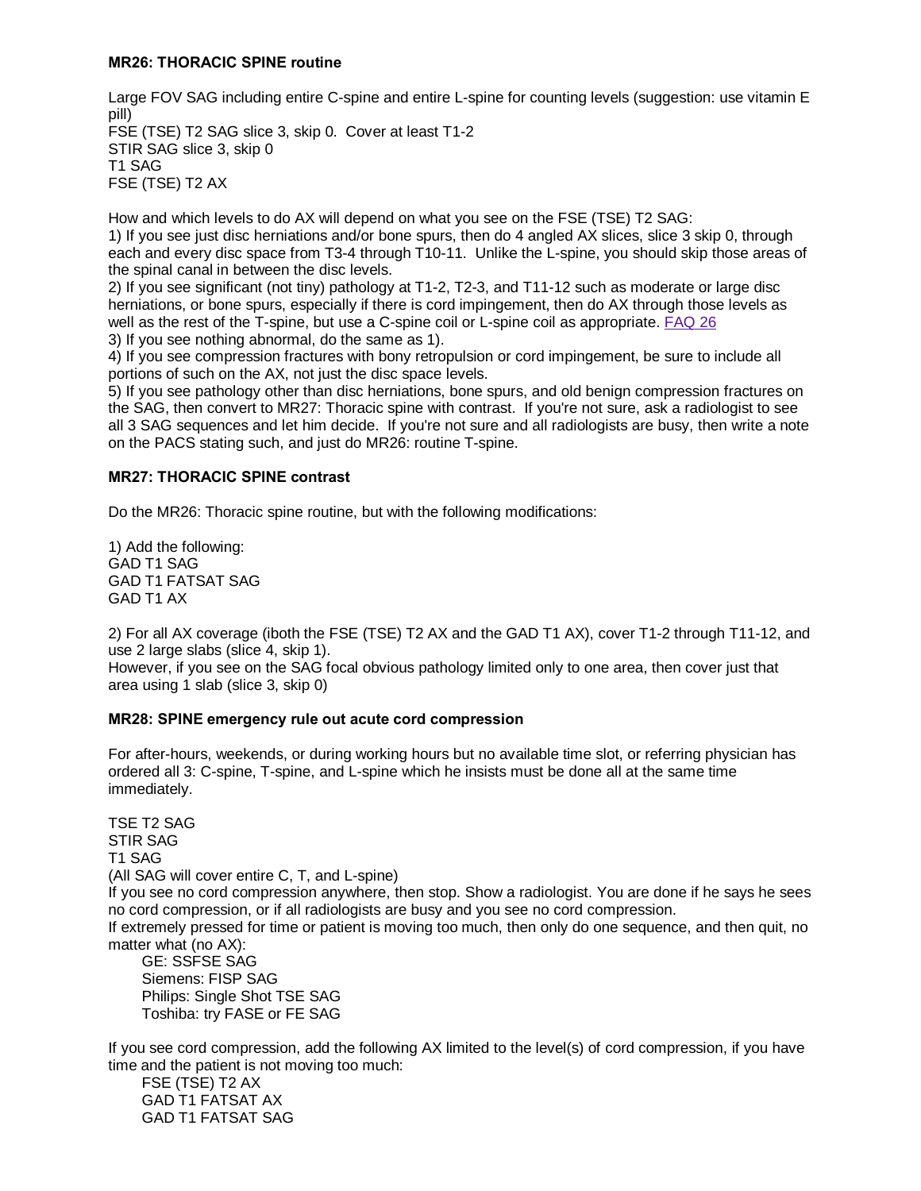**MR26: THORACIC SPINE routine**

Large FOV SAG including entire C-spine and entire L-spine for counting levels (suggestion: use vitamin E pill)
FSE (TSE) T2 SAG slice 3, skip 0. Cover at least T1-2
STIR SAG slice 3, skip 0
T1 SAG
FSE (TSE) T2 AX

How and which levels to do AX will depend on what you see on the FSE (TSE) T2 SAG:
1) If you see just disc herniations and/or bone spurs, then do 4 angled AX slices, slice 3 skip 0, through each and every disc space from T3-4 through T10-11. Unlike the L-spine, you should skip those areas of the spinal canal in between the disc levels.
2) If you see significant (not tiny) pathology at T1-2, T2-3, and T11-12 such as moderate or large disc herniations, or bone spurs, especially if there is cord impingement, then do AX through those levels as well as the rest of the T-spine, but use a C-spine coil or L-spine coil as appropriate. FAQ 26
3) If you see nothing abnormal, do the same as 1).
4) If you see compression fractures with bony retropulsion or cord impingement, be sure to include all portions of such on the AX, not just the disc space levels.
5) If you see pathology other than disc herniations, bone spurs, and old benign compression fractures on the SAG, then convert to MR27: Thoracic spine with contrast. If you're not sure, ask a radiologist to see all 3 SAG sequences and let him decide. If you're not sure and all radiologists are busy, then write a note on the PACS stating such, and just do MR26: routine T-spine.

**MR27: THORACIC SPINE contrast**

Do the MR26: Thoracic spine routine, but with the following modifications:

1) Add the following:
GAD T1 SAG
GAD T1 FATSAT SAG
GAD T1 AX

2) For all AX coverage (iboth the FSE (TSE) T2 AX and the GAD T1 AX), cover T1-2 through T11-12, and use 2 large slabs (slice 4, skip 1).
However, if you see on the SAG focal obvious pathology limited only to one area, then cover just that area using 1 slab (slice 3, skip 0)

**MR28: SPINE emergency rule out acute cord compression**

For after-hours, weekends, or during working hours but no available time slot, or referring physician has ordered all 3: C-spine, T-spine, and L-spine which he insists must be done all at the same time immediately.

TSE T2 SAG
STIR SAG
T1 SAG
(All SAG will cover entire C, T, and L-spine)
If you see no cord compression anywhere, then stop. Show a radiologist. You are done if he says he sees no cord compression, or if all radiologists are busy and you see no cord compression.
If extremely pressed for time or patient is moving too much, then only do one sequence, and then quit, no matter what (no AX):

- GE: SSFSE SAG
- Siemens: FISP SAG
- Philips: Single Shot TSE SAG
- Toshiba: try FASE or FE SAG

If you see cord compression, add the following AX limited to the level(s) of cord compression, if you have time and the patient is not moving too much:

- FSE (TSE) T2 AX
- GAD T1 FATSAT AX
- GAD T1 FATSAT SAG